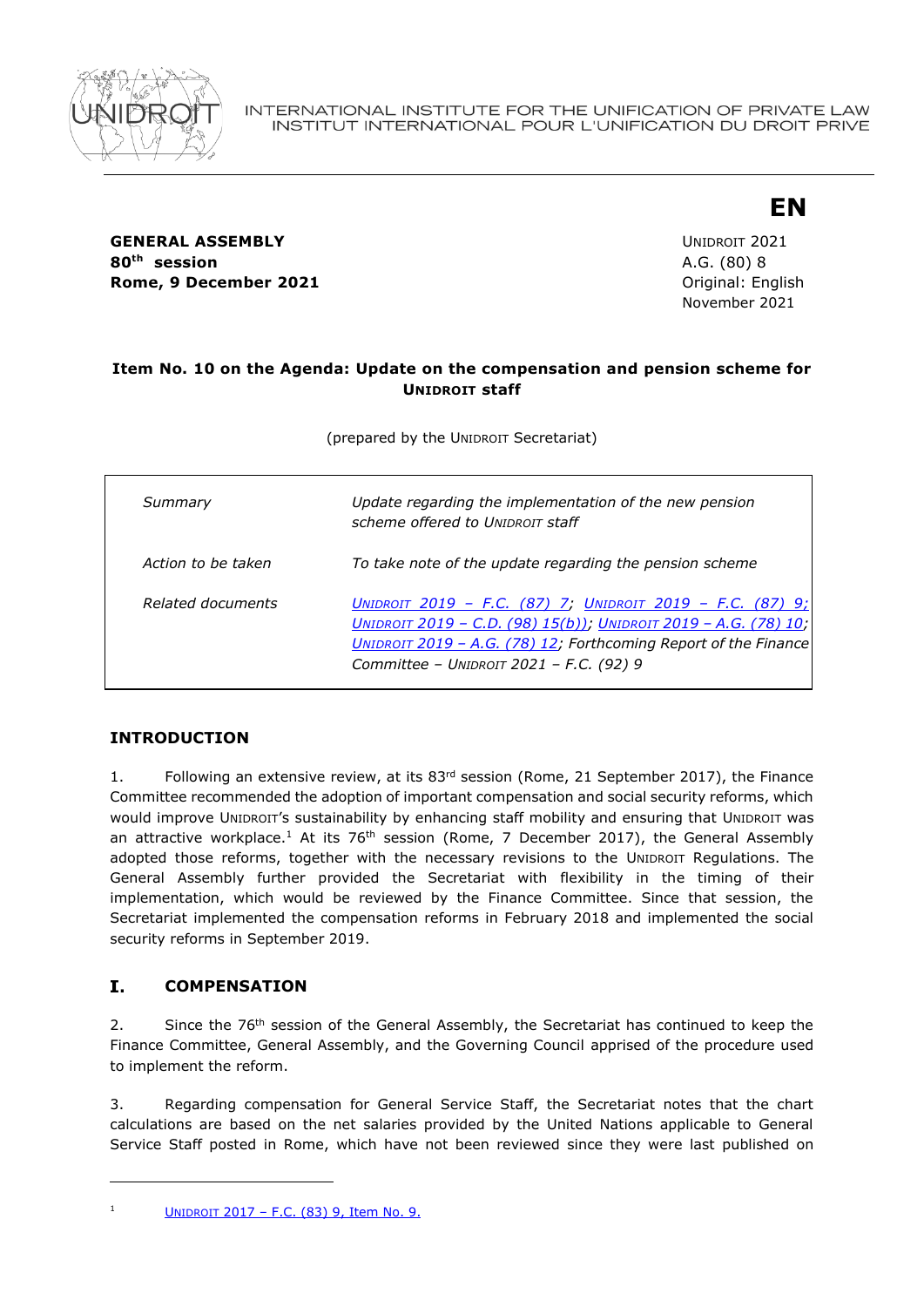INTERNATIONAL INSTITUTE FOR THE UNIFICATION OF PRIVATE LAW
INSTITUT INTERNATIONAL POUR L'UNIFICATION DU DROIT PRIVE

**EN**

**GENERAL ASSEMBLY**
**80th session**
**Rome, 9 December 2021**

UNIDROIT 2021
A.G. (80) 8
Original: English
November 2021

**Item No. 10 on the Agenda: Update on the compensation and pension scheme for UNIDROIT staff**

(prepared by the UNIDROIT Secretariat)

| | |
|---|---|
| *Summary* | *Update regarding the implementation of the new pension scheme offered to UNIDROIT staff* |
| *Action to be taken* | *To take note of the update regarding the pension scheme* |
| *Related documents* | *UNIDROIT 2019 – F.C. (87) 7; UNIDROIT 2019 – F.C. (87) 9; UNIDROIT 2019 – C.D. (98) 15(b)); UNIDROIT 2019 – A.G. (78) 10; UNIDROIT 2019 – A.G. (78) 12; Forthcoming Report of the Finance Committee – UNIDROIT 2021 – F.C. (92) 9* |

## INTRODUCTION

1. Following an extensive review, at its 83rd session (Rome, 21 September 2017), the Finance Committee recommended the adoption of important compensation and social security reforms, which would improve UNIDROIT's sustainability by enhancing staff mobility and ensuring that UNIDROIT was an attractive workplace.[1] At its 76th session (Rome, 7 December 2017), the General Assembly adopted those reforms, together with the necessary revisions to the UNIDROIT Regulations. The General Assembly further provided the Secretariat with flexibility in the timing of their implementation, which would be reviewed by the Finance Committee. Since that session, the Secretariat implemented the compensation reforms in February 2018 and implemented the social security reforms in September 2019.

## I. COMPENSATION

2. Since the 76th session of the General Assembly, the Secretariat has continued to keep the Finance Committee, General Assembly, and the Governing Council apprised of the procedure used to implement the reform.

3. Regarding compensation for General Service Staff, the Secretariat notes that the chart calculations are based on the net salaries provided by the United Nations applicable to General Service Staff posted in Rome, which have not been reviewed since they were last published on

[1] UNIDROIT 2017 – F.C. (83) 9, Item No. 9.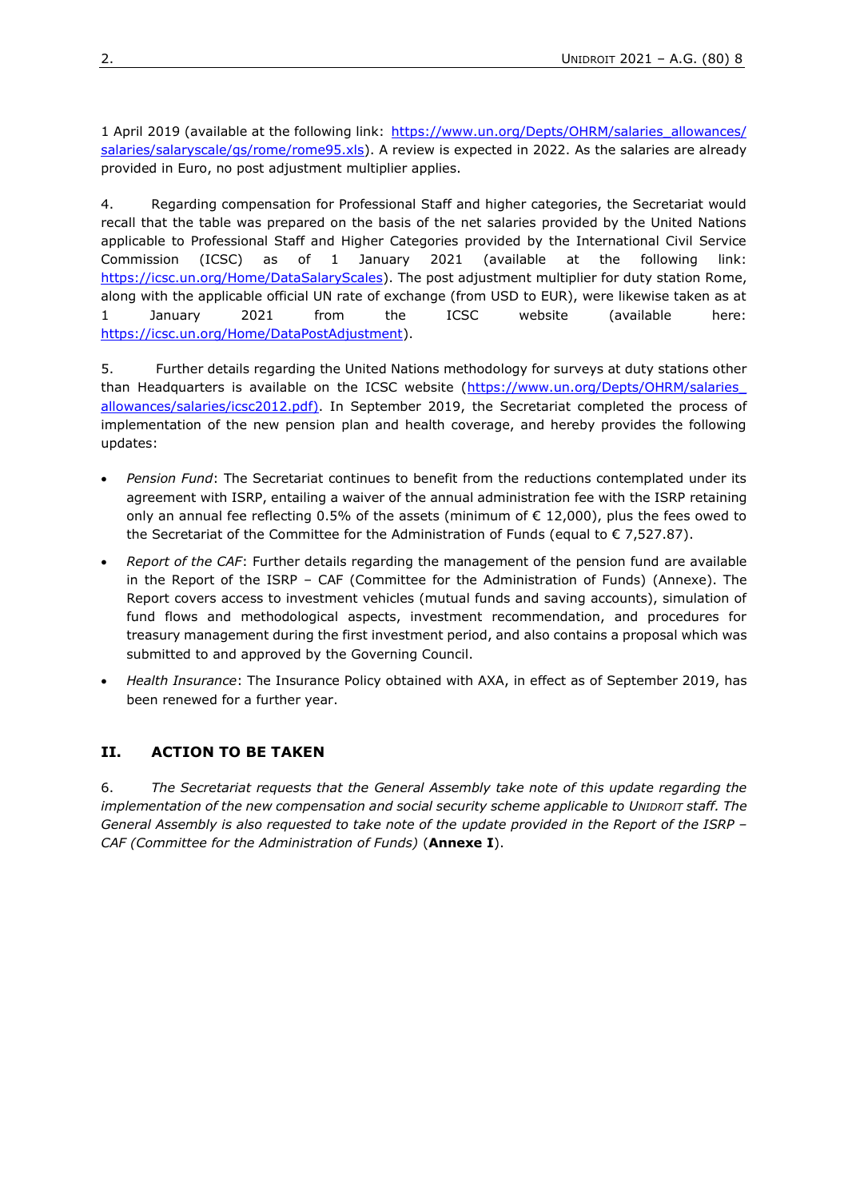1 April 2019 (available at the following link: https://www.un.org/Depts/OHRM/salaries_allowances/salaries/salaryscale/gs/rome/rome95.xls). A review is expected in 2022. As the salaries are already provided in Euro, no post adjustment multiplier applies.

4. Regarding compensation for Professional Staff and higher categories, the Secretariat would recall that the table was prepared on the basis of the net salaries provided by the United Nations applicable to Professional Staff and Higher Categories provided by the International Civil Service Commission (ICSC) as of 1 January 2021 (available at the following link: https://icsc.un.org/Home/DataSalaryScales). The post adjustment multiplier for duty station Rome, along with the applicable official UN rate of exchange (from USD to EUR), were likewise taken as at 1 January 2021 from the ICSC website (available here: https://icsc.un.org/Home/DataPostAdjustment).

5. Further details regarding the United Nations methodology for surveys at duty stations other than Headquarters is available on the ICSC website (https://www.un.org/Depts/OHRM/salaries_allowances/salaries/icsc2012.pdf). In September 2019, the Secretariat completed the process of implementation of the new pension plan and health coverage, and hereby provides the following updates:

- *Pension Fund*: The Secretariat continues to benefit from the reductions contemplated under its agreement with ISRP, entailing a waiver of the annual administration fee with the ISRP retaining only an annual fee reflecting 0.5% of the assets (minimum of € 12,000), plus the fees owed to the Secretariat of the Committee for the Administration of Funds (equal to € 7,527.87).
- *Report of the CAF*: Further details regarding the management of the pension fund are available in the Report of the ISRP – CAF (Committee for the Administration of Funds) (Annexe). The Report covers access to investment vehicles (mutual funds and saving accounts), simulation of fund flows and methodological aspects, investment recommendation, and procedures for treasury management during the first investment period, and also contains a proposal which was submitted to and approved by the Governing Council.
- *Health Insurance*: The Insurance Policy obtained with AXA, in effect as of September 2019, has been renewed for a further year.

## II. ACTION TO BE TAKEN

6. *The Secretariat requests that the General Assembly take note of this update regarding the implementation of the new compensation and social security scheme applicable to UNIDROIT staff. The General Assembly is also requested to take note of the update provided in the Report of the ISRP – CAF (Committee for the Administration of Funds)* (**Annexe I**).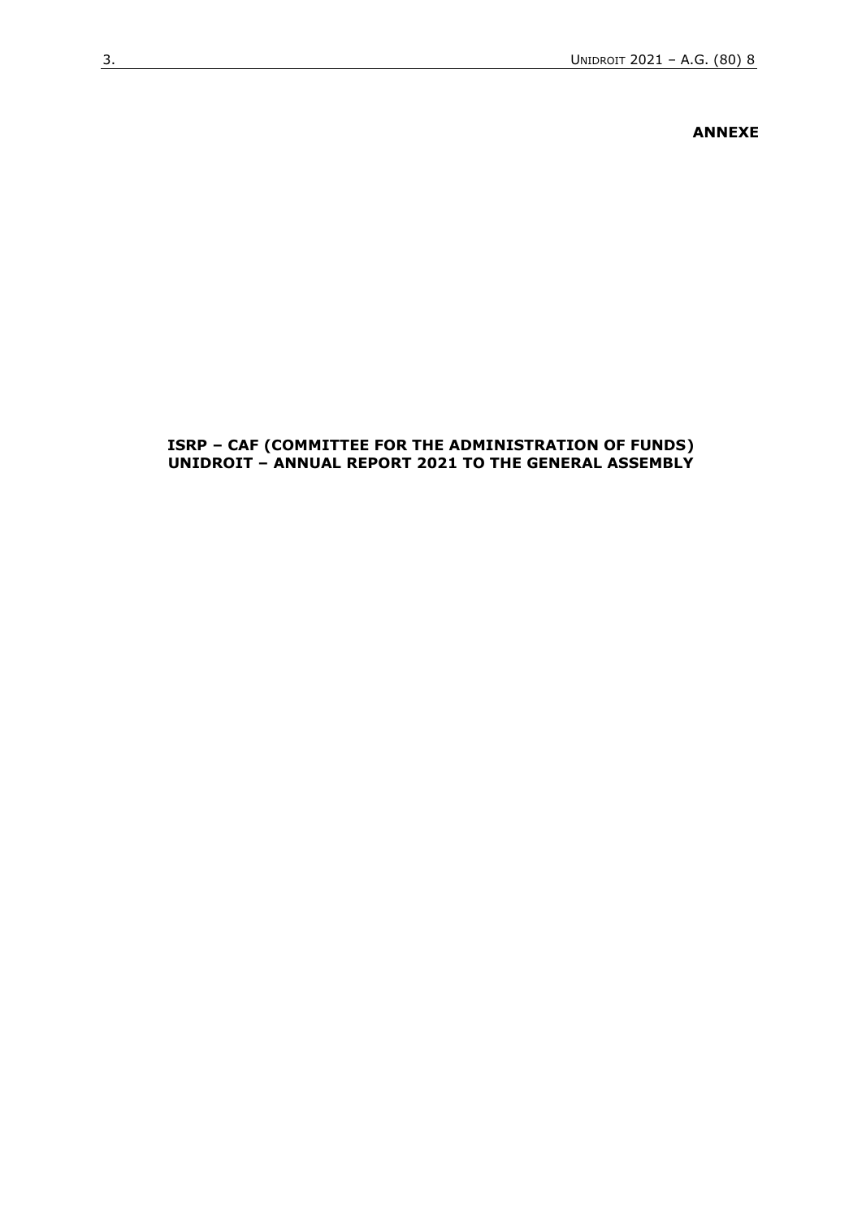**ANNEXE**

**ISRP – CAF (COMMITTEE FOR THE ADMINISTRATION OF FUNDS)**
**UNIDROIT – ANNUAL REPORT 2021 TO THE GENERAL ASSEMBLY**